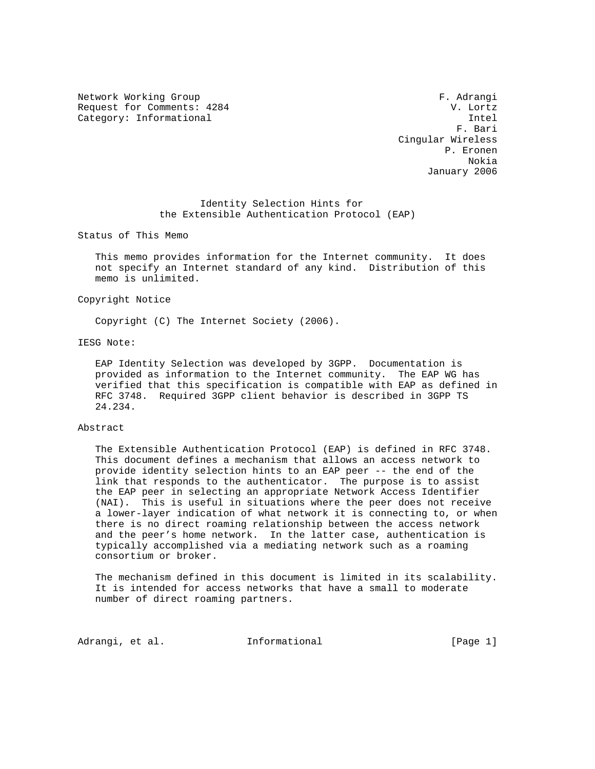Network Working Group F. Adrangi
Request for Comments: 4284 V. Lortz
Category: Informational Intel
F. Bari
Cingular Wireless
P. Eronen
Nokia
January 2006

# Identity Selection Hints for the Extensible Authentication Protocol (EAP)

## Status of This Memo

This memo provides information for the Internet community. It does not specify an Internet standard of any kind. Distribution of this memo is unlimited.

## Copyright Notice

Copyright (C) The Internet Society (2006).

## IESG Note:

EAP Identity Selection was developed by 3GPP. Documentation is provided as information to the Internet community. The EAP WG has verified that this specification is compatible with EAP as defined in RFC 3748. Required 3GPP client behavior is described in 3GPP TS 24.234.

## Abstract

The Extensible Authentication Protocol (EAP) is defined in RFC 3748. This document defines a mechanism that allows an access network to provide identity selection hints to an EAP peer -- the end of the link that responds to the authenticator. The purpose is to assist the EAP peer in selecting an appropriate Network Access Identifier (NAI). This is useful in situations where the peer does not receive a lower-layer indication of what network it is connecting to, or when there is no direct roaming relationship between the access network and the peer's home network. In the latter case, authentication is typically accomplished via a mediating network such as a roaming consortium or broker.

The mechanism defined in this document is limited in its scalability. It is intended for access networks that have a small to moderate number of direct roaming partners.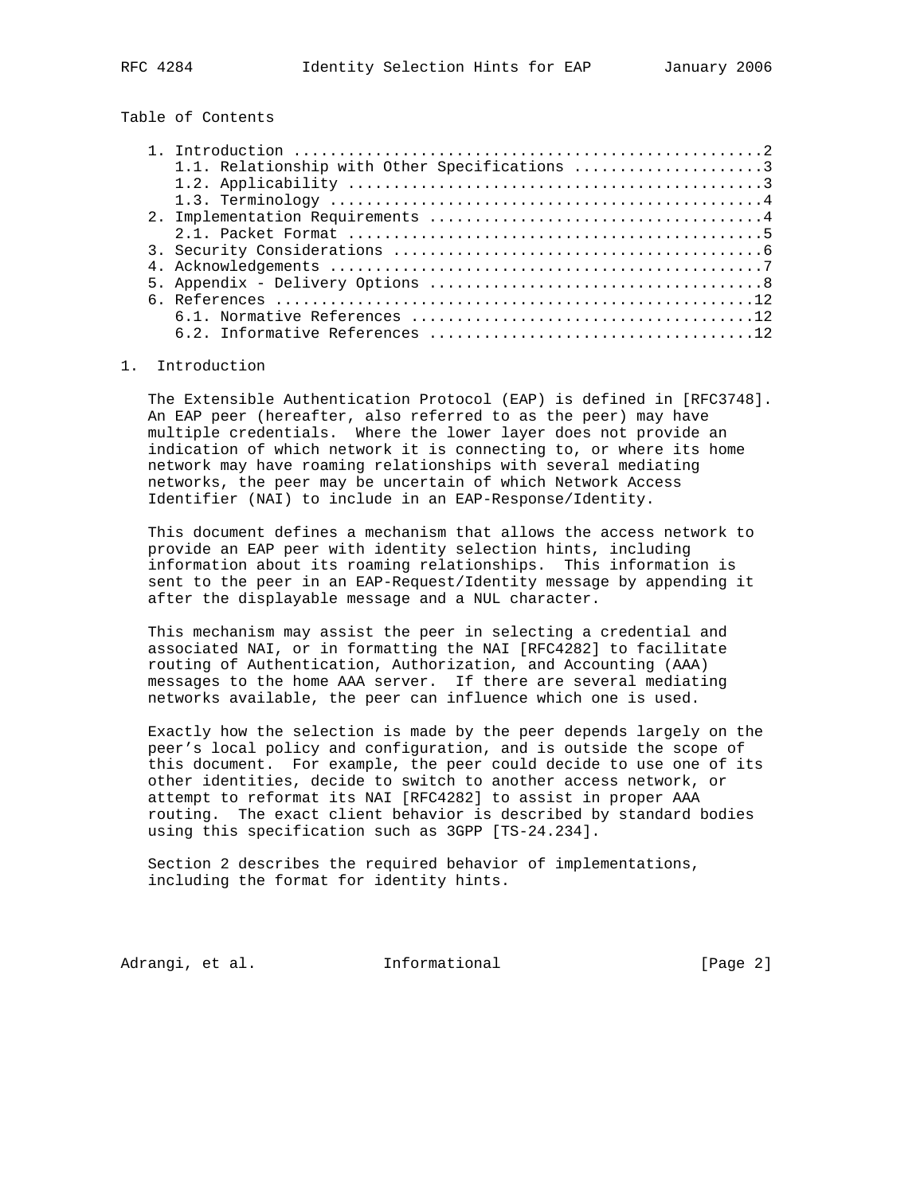Table of Contents

1. Introduction ....................................................2
   1.1. Relationship with Other Specifications .....................3
   1.2. Applicability ..............................................3
   1.3. Terminology ................................................4
2. Implementation Requirements .....................................4
   2.1. Packet Format ..............................................5
3. Security Considerations .........................................6
4. Acknowledgements ................................................7
5. Appendix - Delivery Options .....................................8
6. References .....................................................12
   6.1. Normative References ......................................12
   6.2. Informative References ....................................12

## 1. Introduction

The Extensible Authentication Protocol (EAP) is defined in [RFC3748]. An EAP peer (hereafter, also referred to as the peer) may have multiple credentials. Where the lower layer does not provide an indication of which network it is connecting to, or where its home network may have roaming relationships with several mediating networks, the peer may be uncertain of which Network Access Identifier (NAI) to include in an EAP-Response/Identity.

This document defines a mechanism that allows the access network to provide an EAP peer with identity selection hints, including information about its roaming relationships. This information is sent to the peer in an EAP-Request/Identity message by appending it after the displayable message and a NUL character.

This mechanism may assist the peer in selecting a credential and associated NAI, or in formatting the NAI [RFC4282] to facilitate routing of Authentication, Authorization, and Accounting (AAA) messages to the home AAA server. If there are several mediating networks available, the peer can influence which one is used.

Exactly how the selection is made by the peer depends largely on the peer's local policy and configuration, and is outside the scope of this document. For example, the peer could decide to use one of its other identities, decide to switch to another access network, or attempt to reformat its NAI [RFC4282] to assist in proper AAA routing. The exact client behavior is described by standard bodies using this specification such as 3GPP [TS-24.234].

Section 2 describes the required behavior of implementations, including the format for identity hints.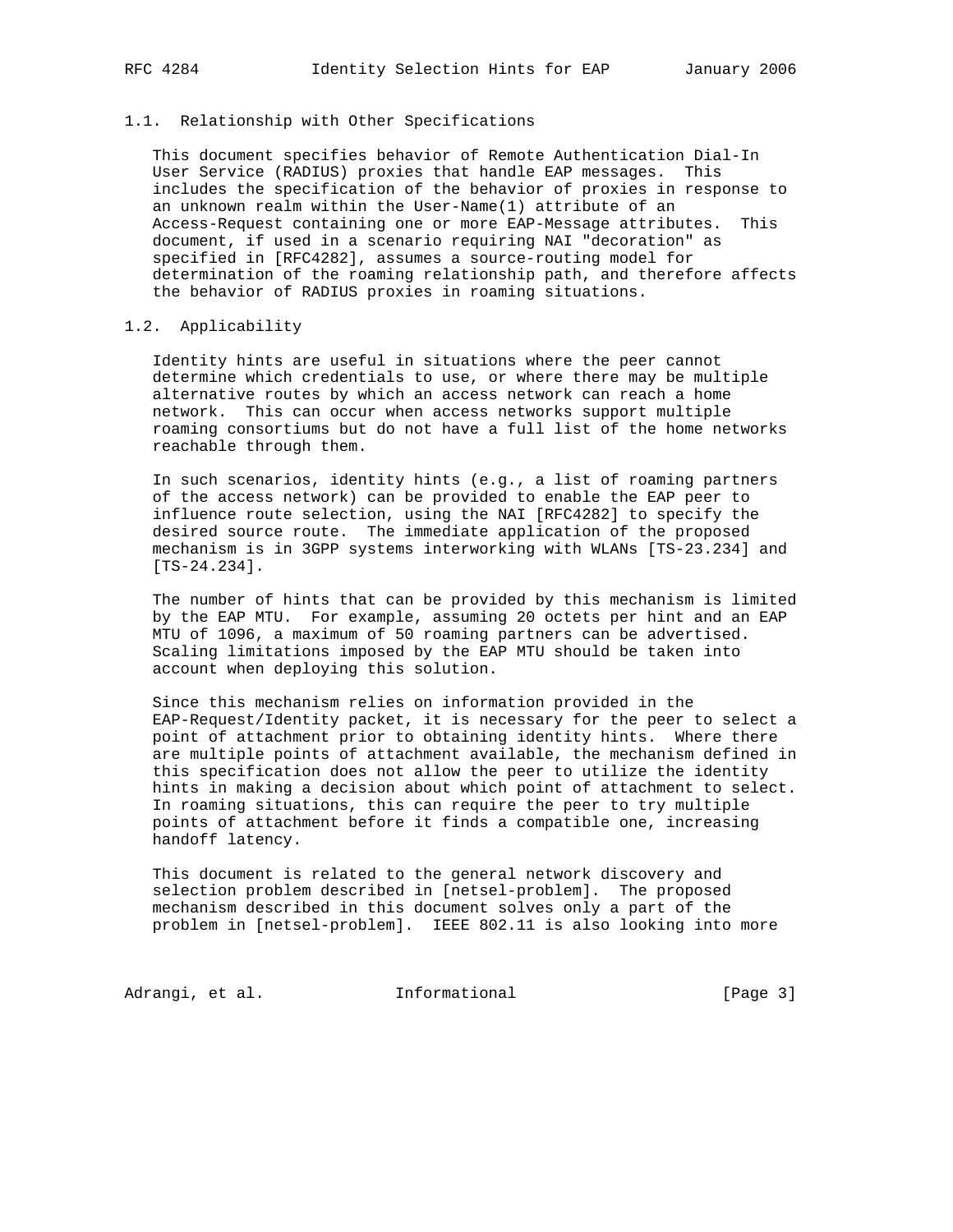### 1.1. Relationship with Other Specifications

This document specifies behavior of Remote Authentication Dial-In User Service (RADIUS) proxies that handle EAP messages. This includes the specification of the behavior of proxies in response to an unknown realm within the User-Name(1) attribute of an Access-Request containing one or more EAP-Message attributes. This document, if used in a scenario requiring NAI "decoration" as specified in [RFC4282], assumes a source-routing model for determination of the roaming relationship path, and therefore affects the behavior of RADIUS proxies in roaming situations.

### 1.2. Applicability

Identity hints are useful in situations where the peer cannot determine which credentials to use, or where there may be multiple alternative routes by which an access network can reach a home network. This can occur when access networks support multiple roaming consortiums but do not have a full list of the home networks reachable through them.

In such scenarios, identity hints (e.g., a list of roaming partners of the access network) can be provided to enable the EAP peer to influence route selection, using the NAI [RFC4282] to specify the desired source route. The immediate application of the proposed mechanism is in 3GPP systems interworking with WLANs [TS-23.234] and [TS-24.234].

The number of hints that can be provided by this mechanism is limited by the EAP MTU. For example, assuming 20 octets per hint and an EAP MTU of 1096, a maximum of 50 roaming partners can be advertised. Scaling limitations imposed by the EAP MTU should be taken into account when deploying this solution.

Since this mechanism relies on information provided in the EAP-Request/Identity packet, it is necessary for the peer to select a point of attachment prior to obtaining identity hints. Where there are multiple points of attachment available, the mechanism defined in this specification does not allow the peer to utilize the identity hints in making a decision about which point of attachment to select. In roaming situations, this can require the peer to try multiple points of attachment before it finds a compatible one, increasing handoff latency.

This document is related to the general network discovery and selection problem described in [netsel-problem]. The proposed mechanism described in this document solves only a part of the problem in [netsel-problem]. IEEE 802.11 is also looking into more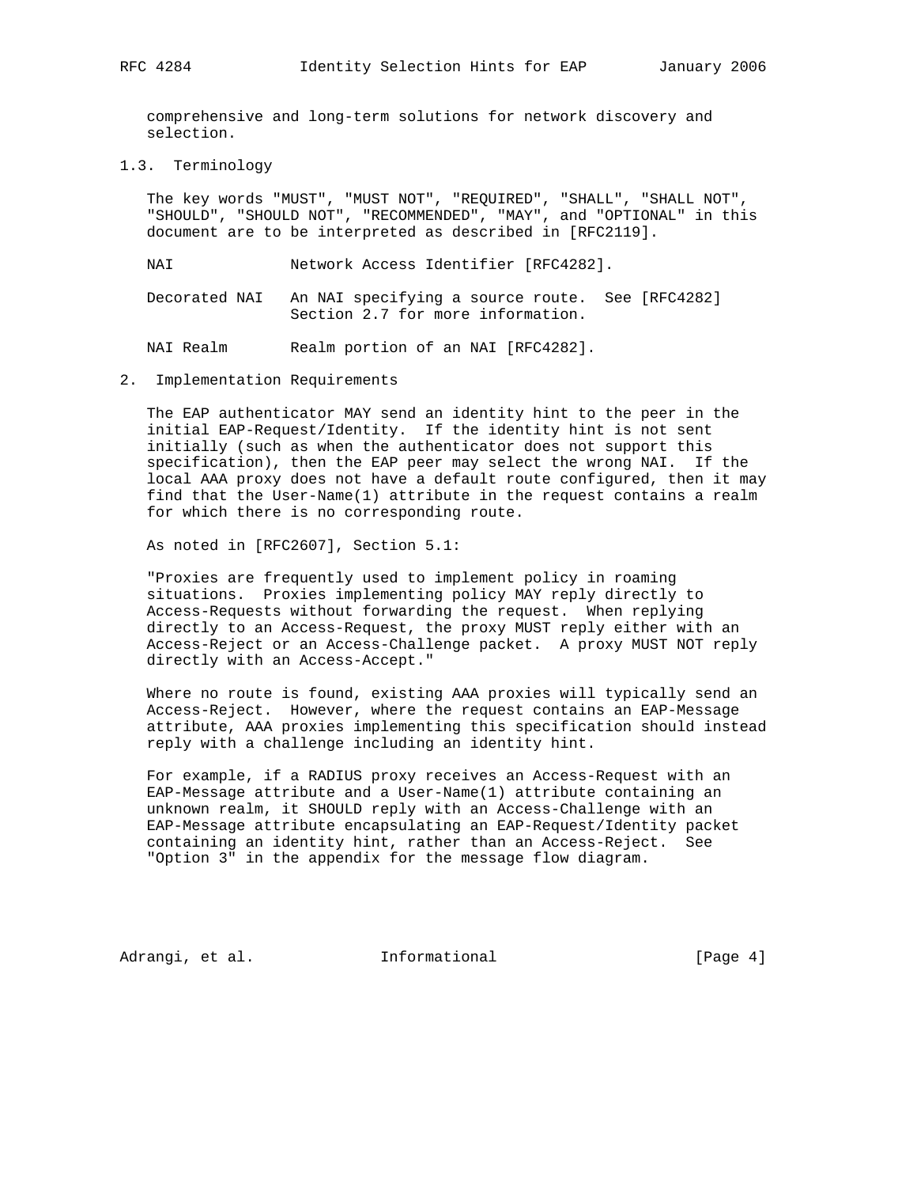comprehensive and long-term solutions for network discovery and selection.

### 1.3. Terminology

The key words "MUST", "MUST NOT", "REQUIRED", "SHALL", "SHALL NOT", "SHOULD", "SHOULD NOT", "RECOMMENDED", "MAY", and "OPTIONAL" in this document are to be interpreted as described in [RFC2119].

NAI — Network Access Identifier [RFC4282].

Decorated NAI — An NAI specifying a source route. See [RFC4282] Section 2.7 for more information.

NAI Realm — Realm portion of an NAI [RFC4282].

## 2. Implementation Requirements

The EAP authenticator MAY send an identity hint to the peer in the initial EAP-Request/Identity. If the identity hint is not sent initially (such as when the authenticator does not support this specification), then the EAP peer may select the wrong NAI. If the local AAA proxy does not have a default route configured, then it may find that the User-Name(1) attribute in the request contains a realm for which there is no corresponding route.

As noted in [RFC2607], Section 5.1:

"Proxies are frequently used to implement policy in roaming situations. Proxies implementing policy MAY reply directly to Access-Requests without forwarding the request. When replying directly to an Access-Request, the proxy MUST reply either with an Access-Reject or an Access-Challenge packet. A proxy MUST NOT reply directly with an Access-Accept."

Where no route is found, existing AAA proxies will typically send an Access-Reject. However, where the request contains an EAP-Message attribute, AAA proxies implementing this specification should instead reply with a challenge including an identity hint.

For example, if a RADIUS proxy receives an Access-Request with an EAP-Message attribute and a User-Name(1) attribute containing an unknown realm, it SHOULD reply with an Access-Challenge with an EAP-Message attribute encapsulating an EAP-Request/Identity packet containing an identity hint, rather than an Access-Reject. See "Option 3" in the appendix for the message flow diagram.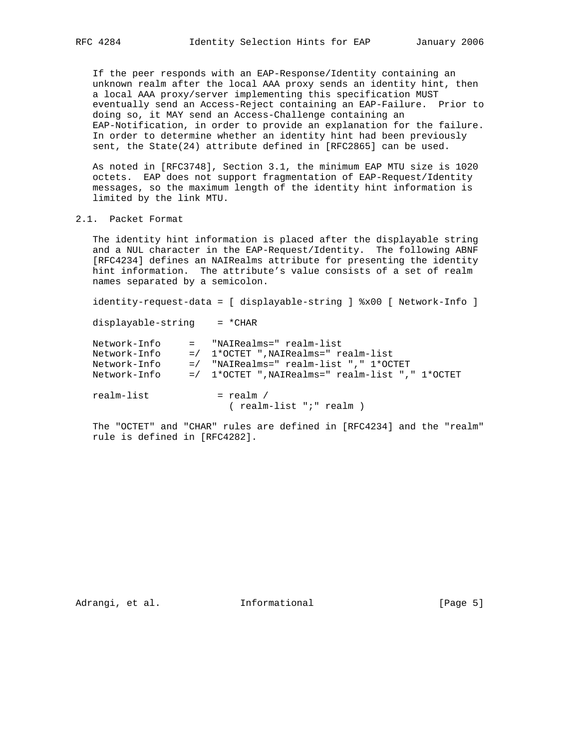If the peer responds with an EAP-Response/Identity containing an unknown realm after the local AAA proxy sends an identity hint, then a local AAA proxy/server implementing this specification MUST eventually send an Access-Reject containing an EAP-Failure. Prior to doing so, it MAY send an Access-Challenge containing an EAP-Notification, in order to provide an explanation for the failure. In order to determine whether an identity hint had been previously sent, the State(24) attribute defined in [RFC2865] can be used.

As noted in [RFC3748], Section 3.1, the minimum EAP MTU size is 1020 octets. EAP does not support fragmentation of EAP-Request/Identity messages, so the maximum length of the identity hint information is limited by the link MTU.

## 2.1. Packet Format

The identity hint information is placed after the displayable string and a NUL character in the EAP-Request/Identity. The following ABNF [RFC4234] defines an NAIRealms attribute for presenting the identity hint information. The attribute's value consists of a set of realm names separated by a semicolon.

```
identity-request-data = [ displayable-string ] %x00 [ Network-Info ]

displayable-string    = *CHAR

Network-Info     =   "NAIRealms=" realm-list
Network-Info     =/  1*OCTET ",NAIRealms=" realm-list
Network-Info     =/  "NAIRealms=" realm-list "," 1*OCTET
Network-Info     =/  1*OCTET ",NAIRealms=" realm-list "," 1*OCTET

realm-list            = realm /
                        ( realm-list ";" realm )
```

The "OCTET" and "CHAR" rules are defined in [RFC4234] and the "realm" rule is defined in [RFC4282].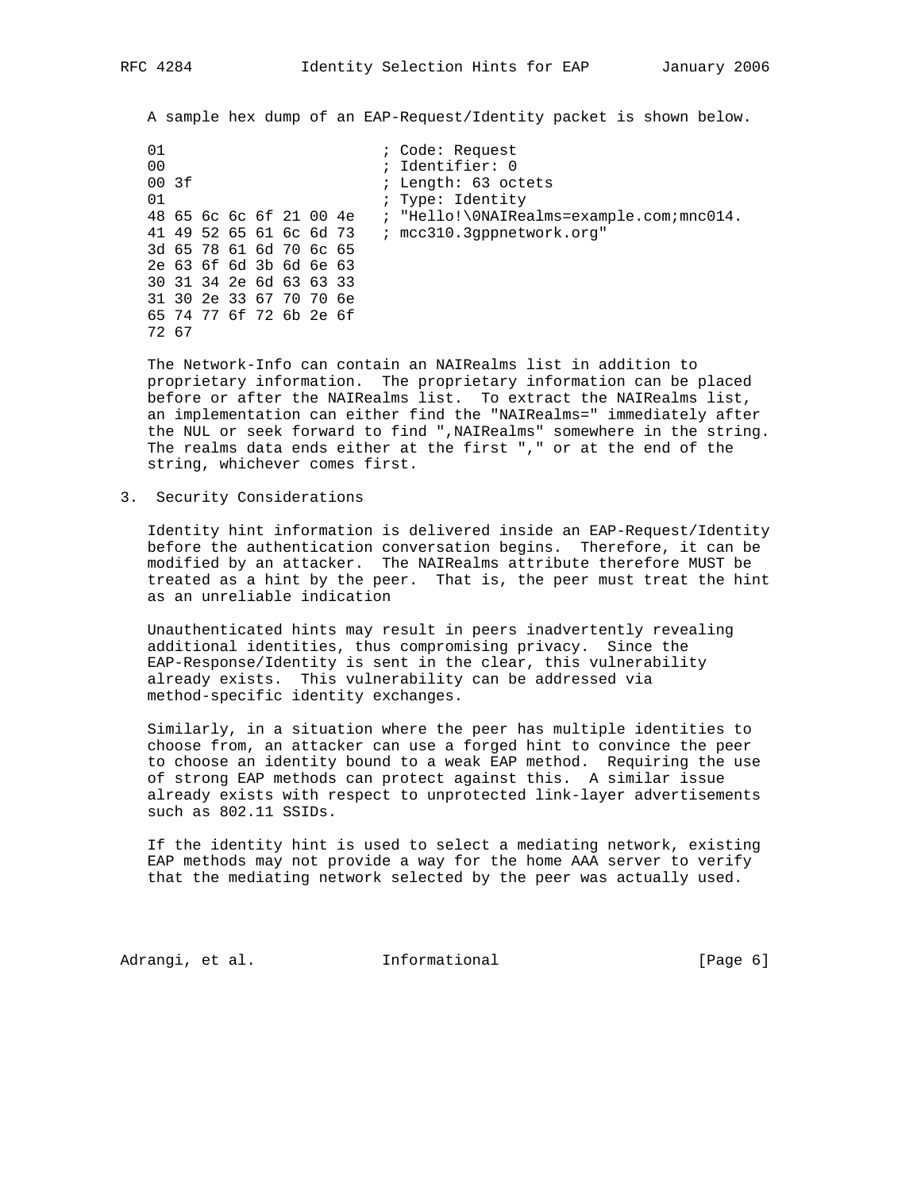A sample hex dump of an EAP-Request/Identity packet is shown below.

```
01                        ; Code: Request
00                        ; Identifier: 0
00 3f                     ; Length: 63 octets
01                        ; Type: Identity
48 65 6c 6c 6f 21 00 4e   ; "Hello!\0NAIRealms=example.com;mnc014.
41 49 52 65 61 6c 6d 73   ; mcc310.3gppnetwork.org"
3d 65 78 61 6d 70 6c 65
2e 63 6f 6d 3b 6d 6e 63
30 31 34 2e 6d 63 63 33
31 30 2e 33 67 70 70 6e
65 74 77 6f 72 6b 2e 6f
72 67
```

The Network-Info can contain an NAIRealms list in addition to proprietary information. The proprietary information can be placed before or after the NAIRealms list. To extract the NAIRealms list, an implementation can either find the "NAIRealms=" immediately after the NUL or seek forward to find ",NAIRealms" somewhere in the string. The realms data ends either at the first "," or at the end of the string, whichever comes first.

## 3. Security Considerations

Identity hint information is delivered inside an EAP-Request/Identity before the authentication conversation begins. Therefore, it can be modified by an attacker. The NAIRealms attribute therefore MUST be treated as a hint by the peer. That is, the peer must treat the hint as an unreliable indication

Unauthenticated hints may result in peers inadvertently revealing additional identities, thus compromising privacy. Since the EAP-Response/Identity is sent in the clear, this vulnerability already exists. This vulnerability can be addressed via method-specific identity exchanges.

Similarly, in a situation where the peer has multiple identities to choose from, an attacker can use a forged hint to convince the peer to choose an identity bound to a weak EAP method. Requiring the use of strong EAP methods can protect against this. A similar issue already exists with respect to unprotected link-layer advertisements such as 802.11 SSIDs.

If the identity hint is used to select a mediating network, existing EAP methods may not provide a way for the home AAA server to verify that the mediating network selected by the peer was actually used.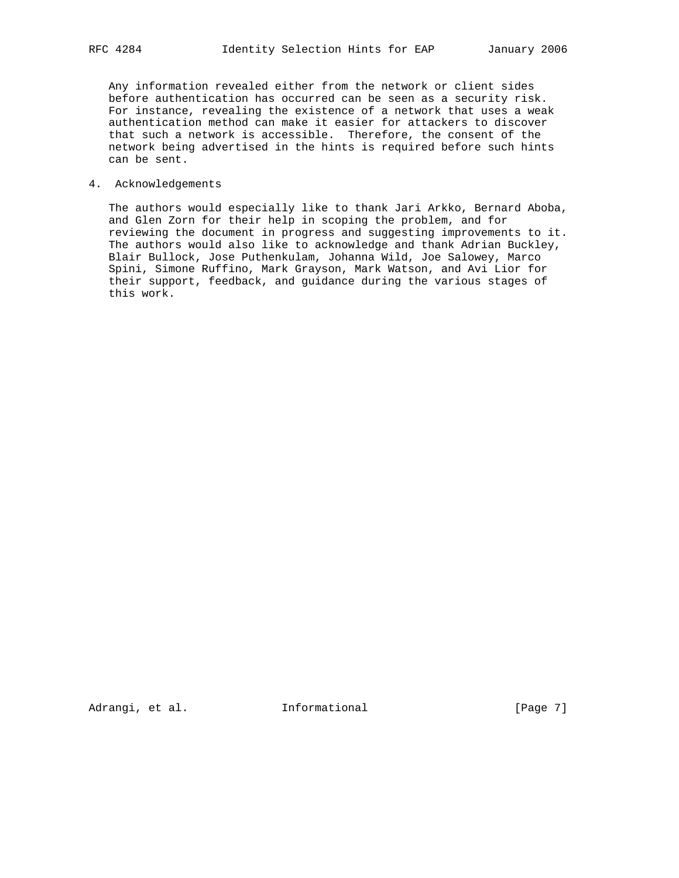Any information revealed either from the network or client sides before authentication has occurred can be seen as a security risk. For instance, revealing the existence of a network that uses a weak authentication method can make it easier for attackers to discover that such a network is accessible. Therefore, the consent of the network being advertised in the hints is required before such hints can be sent.

## 4. Acknowledgements

The authors would especially like to thank Jari Arkko, Bernard Aboba, and Glen Zorn for their help in scoping the problem, and for reviewing the document in progress and suggesting improvements to it. The authors would also like to acknowledge and thank Adrian Buckley, Blair Bullock, Jose Puthenkulam, Johanna Wild, Joe Salowey, Marco Spini, Simone Ruffino, Mark Grayson, Mark Watson, and Avi Lior for their support, feedback, and guidance during the various stages of this work.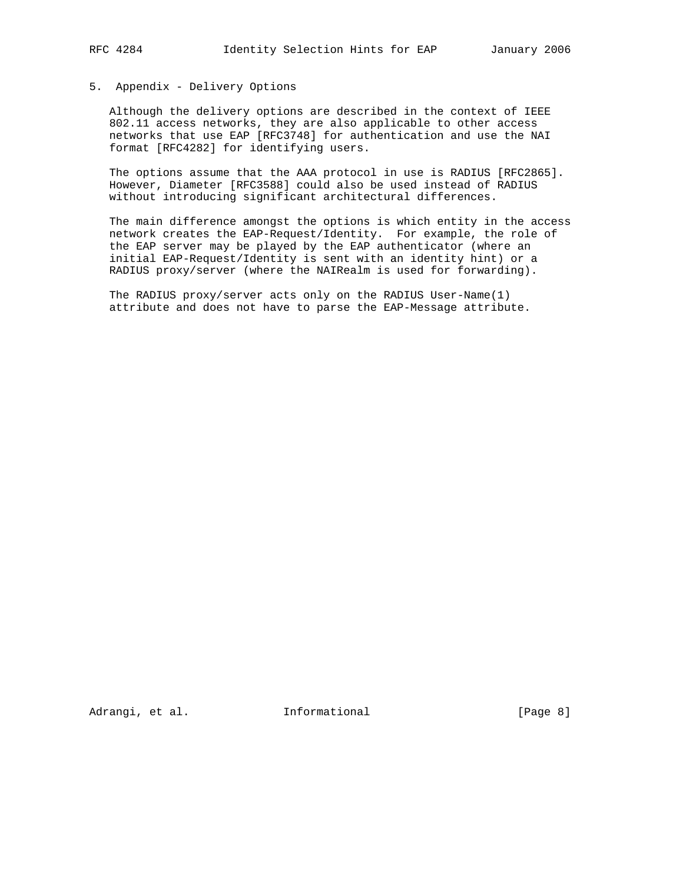## 5. Appendix - Delivery Options

Although the delivery options are described in the context of IEEE 802.11 access networks, they are also applicable to other access networks that use EAP [RFC3748] for authentication and use the NAI format [RFC4282] for identifying users.

The options assume that the AAA protocol in use is RADIUS [RFC2865]. However, Diameter [RFC3588] could also be used instead of RADIUS without introducing significant architectural differences.

The main difference amongst the options is which entity in the access network creates the EAP-Request/Identity. For example, the role of the EAP server may be played by the EAP authenticator (where an initial EAP-Request/Identity is sent with an identity hint) or a RADIUS proxy/server (where the NAIRealm is used for forwarding).

The RADIUS proxy/server acts only on the RADIUS User-Name(1) attribute and does not have to parse the EAP-Message attribute.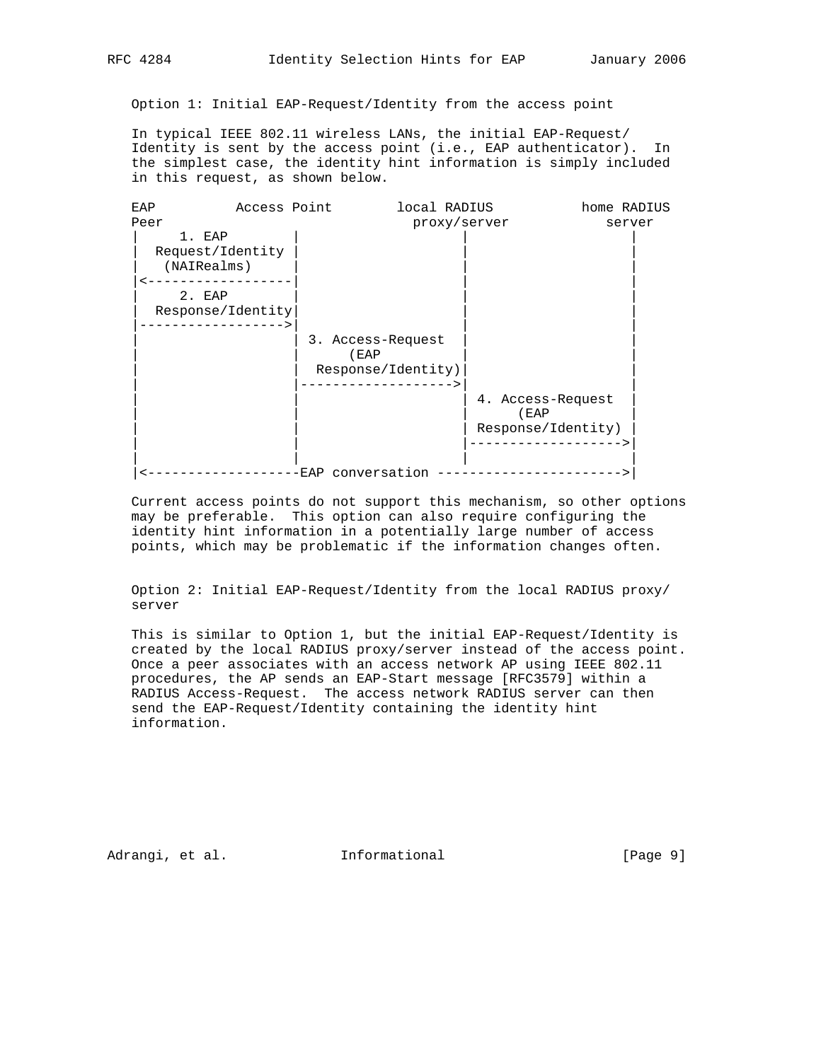Option 1: Initial EAP-Request/Identity from the access point

In typical IEEE 802.11 wireless LANs, the initial EAP-Request/Identity is sent by the access point (i.e., EAP authenticator). In the simplest case, the identity hint information is simply included in this request, as shown below.

```
EAP          Access Point        local RADIUS           home RADIUS
Peer                               proxy/server            server
|     1. EAP       |                   |                    |
|  Request/Identity |                  |                    |
|   (NAIRealms)    |                   |                    |
|<-----------------|                   |                    |
|     2. EAP       |                   |                    |
|  Response/Identity|                  |                    |
|----------------->|                   |                    |
|                  | 3. Access-Request |                    |
|                  |      (EAP         |                    |
|                  |  Response/Identity)|                   |
|                  |------------------>|                    |
|                  |                   | 4. Access-Request  |
|                  |                   |      (EAP          |
|                  |                   | Response/Identity) |
|                  |                   |------------------->|
|                  |                   |                    |
|<-------------------EAP conversation ---------------------->|
```

Current access points do not support this mechanism, so other options may be preferable. This option can also require configuring the identity hint information in a potentially large number of access points, which may be problematic if the information changes often.

Option 2: Initial EAP-Request/Identity from the local RADIUS proxy/server

This is similar to Option 1, but the initial EAP-Request/Identity is created by the local RADIUS proxy/server instead of the access point. Once a peer associates with an access network AP using IEEE 802.11 procedures, the AP sends an EAP-Start message [RFC3579] within a RADIUS Access-Request. The access network RADIUS server can then send the EAP-Request/Identity containing the identity hint information.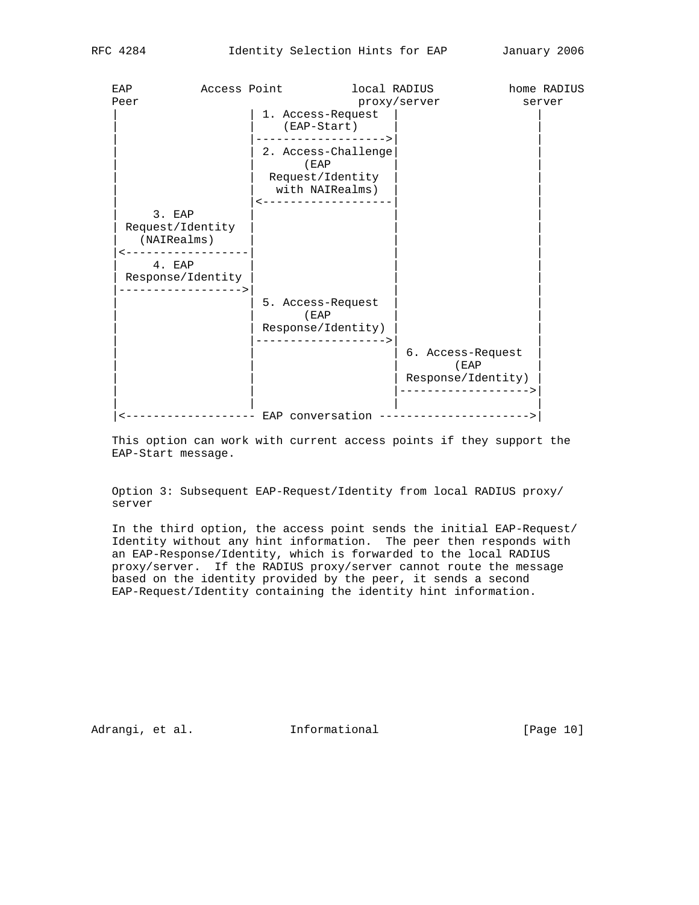```
   EAP          Access Point          local RADIUS           home RADIUS
   Peer                                proxy/server            server
    |                  | 1. Access-Request  |                   |
    |                  |    (EAP-Start)     |                   |
    |                  |------------------->|                   |
    |                  | 2. Access-Challenge|                   |
    |                  |        (EAP        |                   |
    |                  |  Request/Identity  |                   |
    |                  |   with NAIRealms)  |                   |
    |                  |<-------------------|                   |
    |      3. EAP      |                    |                   |
    | Request/Identity |                    |                   |
    |   (NAIRealms)    |                    |                   |
    |<-----------------|                    |                   |
    |      4. EAP      |                    |                   |
    | Response/Identity |                   |                   |
    |----------------->|                    |                   |
    |                  | 5. Access-Request  |                   |
    |                  |        (EAP        |                   |
    |                  | Response/Identity) |                   |
    |                  |------------------->|                   |
    |                  |                    | 6. Access-Request |
    |                  |                    |        (EAP       |
    |                  |                    | Response/Identity) |
    |                  |                    |------------------>|
    |                  |                    |                   |
    |<------------------- EAP conversation --------------------->|
```

This option can work with current access points if they support the EAP-Start message.

Option 3: Subsequent EAP-Request/Identity from local RADIUS proxy/server

In the third option, the access point sends the initial EAP-Request/Identity without any hint information. The peer then responds with an EAP-Response/Identity, which is forwarded to the local RADIUS proxy/server. If the RADIUS proxy/server cannot route the message based on the identity provided by the peer, it sends a second EAP-Request/Identity containing the identity hint information.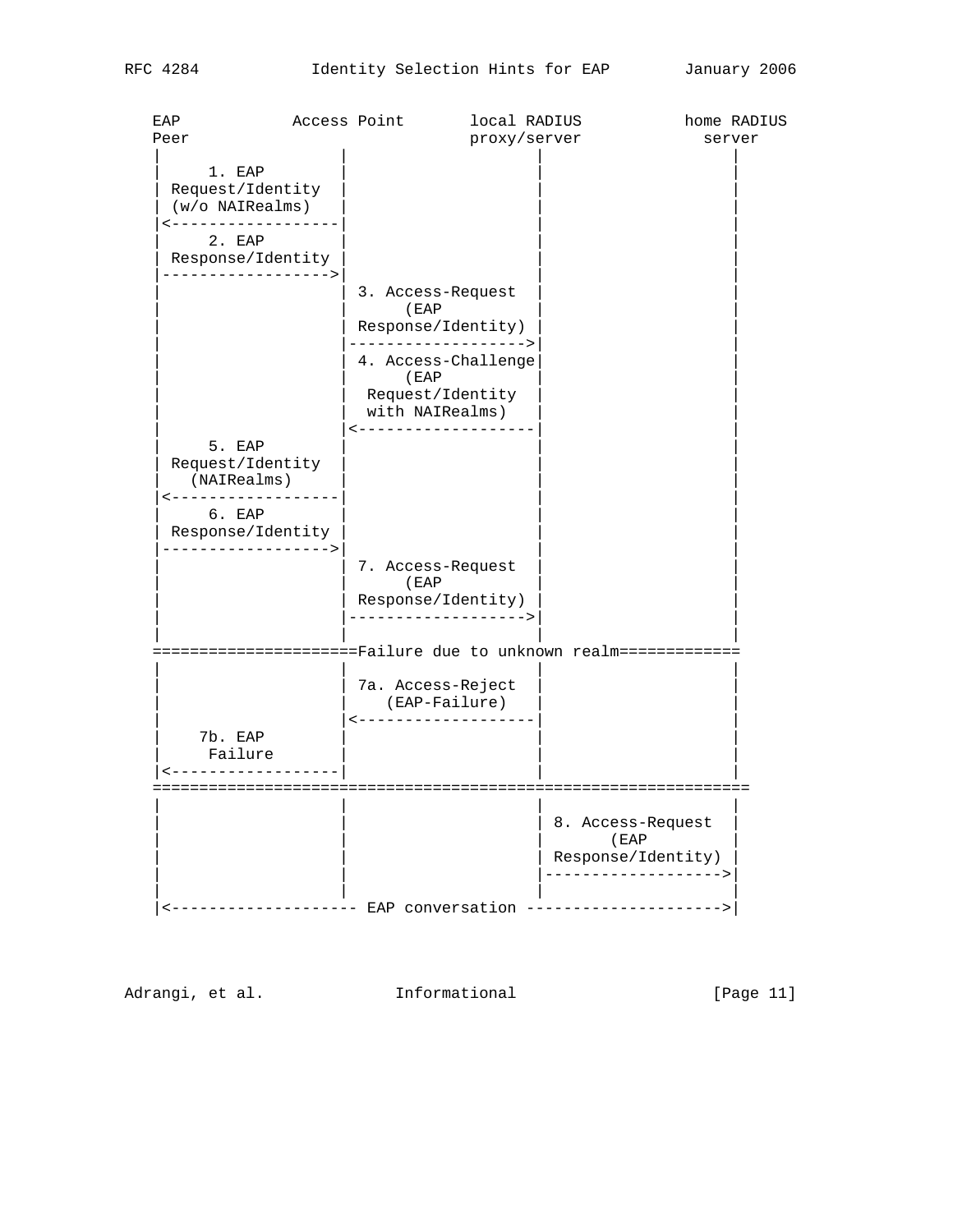```
   EAP            Access Point       local RADIUS           home RADIUS
   Peer                              proxy/server             server
   |                  |                   |                      |
   |     1. EAP       |                   |                      |
   | Request/Identity |                   |                      |
   | (w/o NAIRealms)  |                   |                      |
   |<-----------------|                   |                      |
   |     2. EAP       |                   |                      |
   | Response/Identity|                   |                      |
   |----------------->|                   |                      |
   |                  | 3. Access-Request |                      |
   |                  |      (EAP         |                      |
   |                  | Response/Identity)|                      |
   |                  |------------------>|                      |
   |                  | 4. Access-Challenge|                     |
   |                  |      (EAP         |                      |
   |                  |  Request/Identity |                      |
   |                  |  with NAIRealms)  |                      |
   |                  |<------------------|                      |
   |     5. EAP       |                   |                      |
   | Request/Identity |                   |                      |
   |   (NAIRealms)    |                   |                      |
   |<-----------------|                   |                      |
   |     6. EAP       |                   |                      |
   | Response/Identity|                   |                      |
   |----------------->|                   |                      |
   |                  | 7. Access-Request |                      |
   |                  |      (EAP         |                      |
   |                  | Response/Identity)|                      |
   |                  |------------------>|                      |
   |                  |                   |                      |
   =====================Failure due to unknown realm============
   |                  |                   |                      |
   |                  | 7a. Access-Reject |                      |
   |                  |    (EAP-Failure)  |                      |
   |                  |<------------------|                      |
   |    7b. EAP       |                   |                      |
   |     Failure      |                   |                      |
   |<-----------------|                   |                      |
   =============================================================
   |                  |                   |                      |
   |                  |                   | 8. Access-Request    |
   |                  |                   |       (EAP           |
   |                  |                   | Response/Identity)   |
   |                  |                   |--------------------->|
   |                  |                   |                      |
   |<-------------------- EAP conversation --------------------->|
```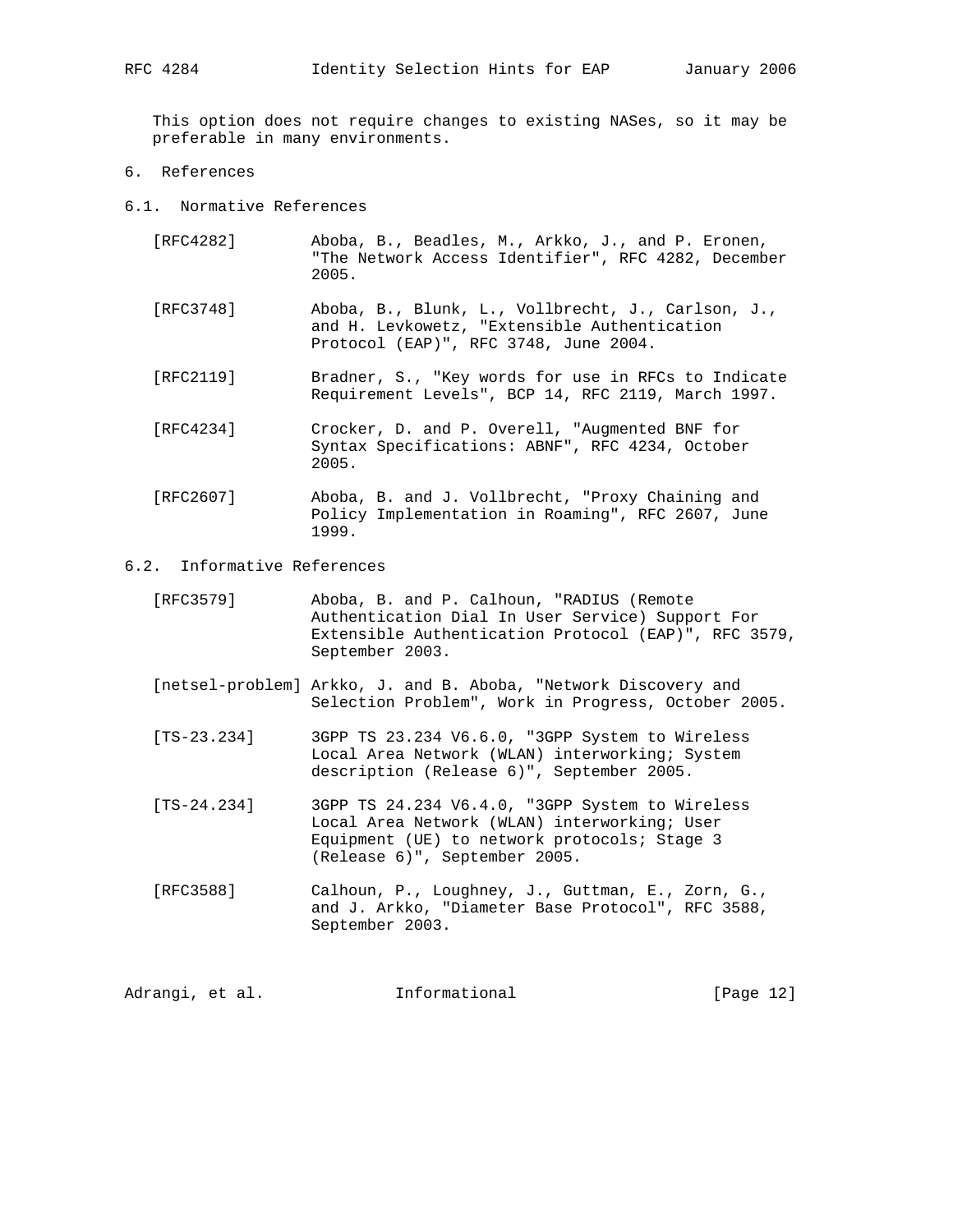This option does not require changes to existing NASes, so it may be preferable in many environments.

# 6. References

## 6.1. Normative References

[RFC4282] Aboba, B., Beadles, M., Arkko, J., and P. Eronen, "The Network Access Identifier", RFC 4282, December 2005.

[RFC3748] Aboba, B., Blunk, L., Vollbrecht, J., Carlson, J., and H. Levkowetz, "Extensible Authentication Protocol (EAP)", RFC 3748, June 2004.

[RFC2119] Bradner, S., "Key words for use in RFCs to Indicate Requirement Levels", BCP 14, RFC 2119, March 1997.

[RFC4234] Crocker, D. and P. Overell, "Augmented BNF for Syntax Specifications: ABNF", RFC 4234, October 2005.

[RFC2607] Aboba, B. and J. Vollbrecht, "Proxy Chaining and Policy Implementation in Roaming", RFC 2607, June 1999.

## 6.2. Informative References

[RFC3579] Aboba, B. and P. Calhoun, "RADIUS (Remote Authentication Dial In User Service) Support For Extensible Authentication Protocol (EAP)", RFC 3579, September 2003.

[netsel-problem] Arkko, J. and B. Aboba, "Network Discovery and Selection Problem", Work in Progress, October 2005.

[TS-23.234] 3GPP TS 23.234 V6.6.0, "3GPP System to Wireless Local Area Network (WLAN) interworking; System description (Release 6)", September 2005.

[TS-24.234] 3GPP TS 24.234 V6.4.0, "3GPP System to Wireless Local Area Network (WLAN) interworking; User Equipment (UE) to network protocols; Stage 3 (Release 6)", September 2005.

[RFC3588] Calhoun, P., Loughney, J., Guttman, E., Zorn, G., and J. Arkko, "Diameter Base Protocol", RFC 3588, September 2003.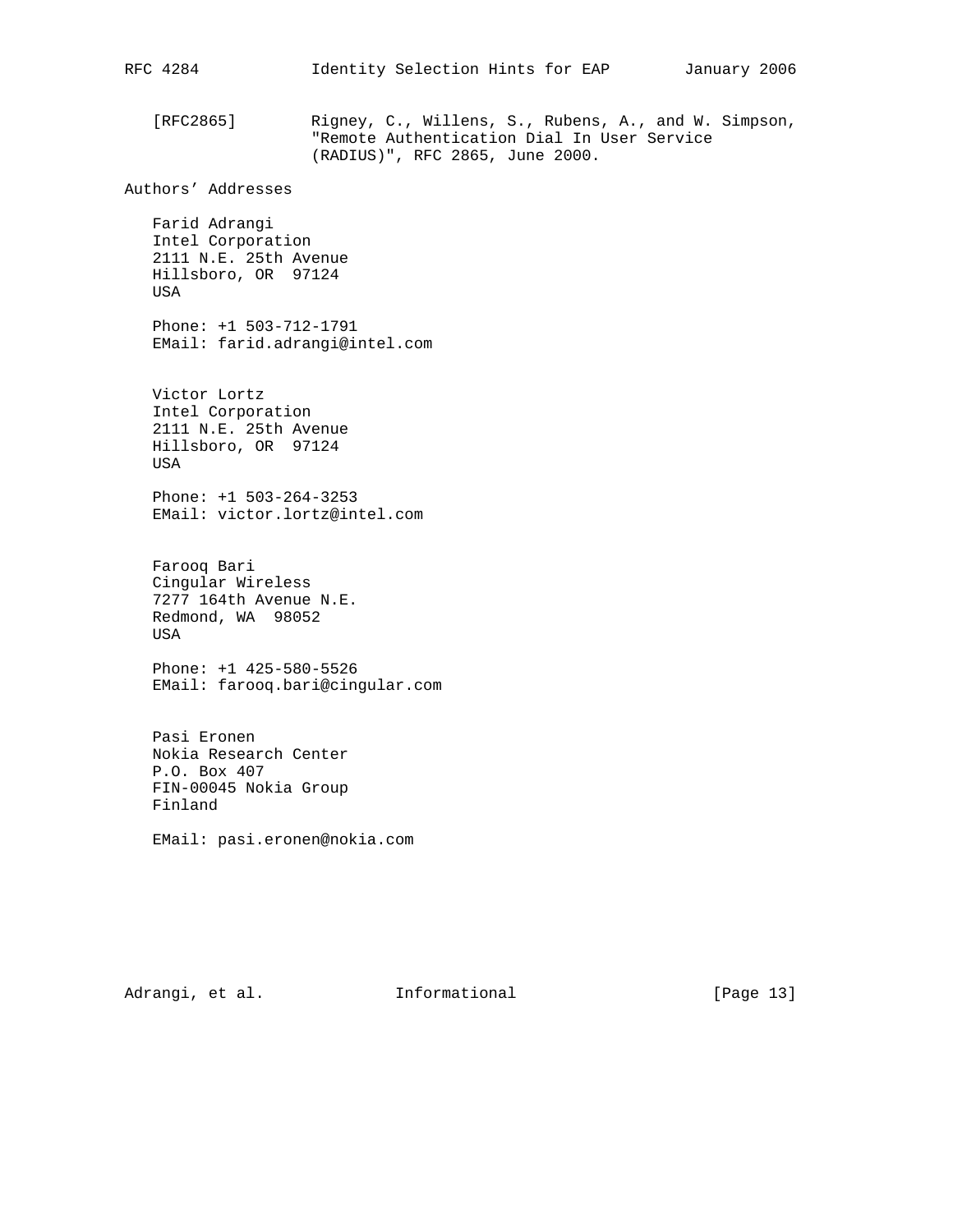[RFC2865] Rigney, C., Willens, S., Rubens, A., and W. Simpson, "Remote Authentication Dial In User Service (RADIUS)", RFC 2865, June 2000.

## Authors' Addresses

Farid Adrangi
Intel Corporation
2111 N.E. 25th Avenue
Hillsboro, OR 97124
USA

Phone: +1 503-712-1791
EMail: farid.adrangi@intel.com

Victor Lortz
Intel Corporation
2111 N.E. 25th Avenue
Hillsboro, OR 97124
USA

Phone: +1 503-264-3253
EMail: victor.lortz@intel.com

Farooq Bari
Cingular Wireless
7277 164th Avenue N.E.
Redmond, WA 98052
USA

Phone: +1 425-580-5526
EMail: farooq.bari@cingular.com

Pasi Eronen
Nokia Research Center
P.O. Box 407
FIN-00045 Nokia Group
Finland

EMail: pasi.eronen@nokia.com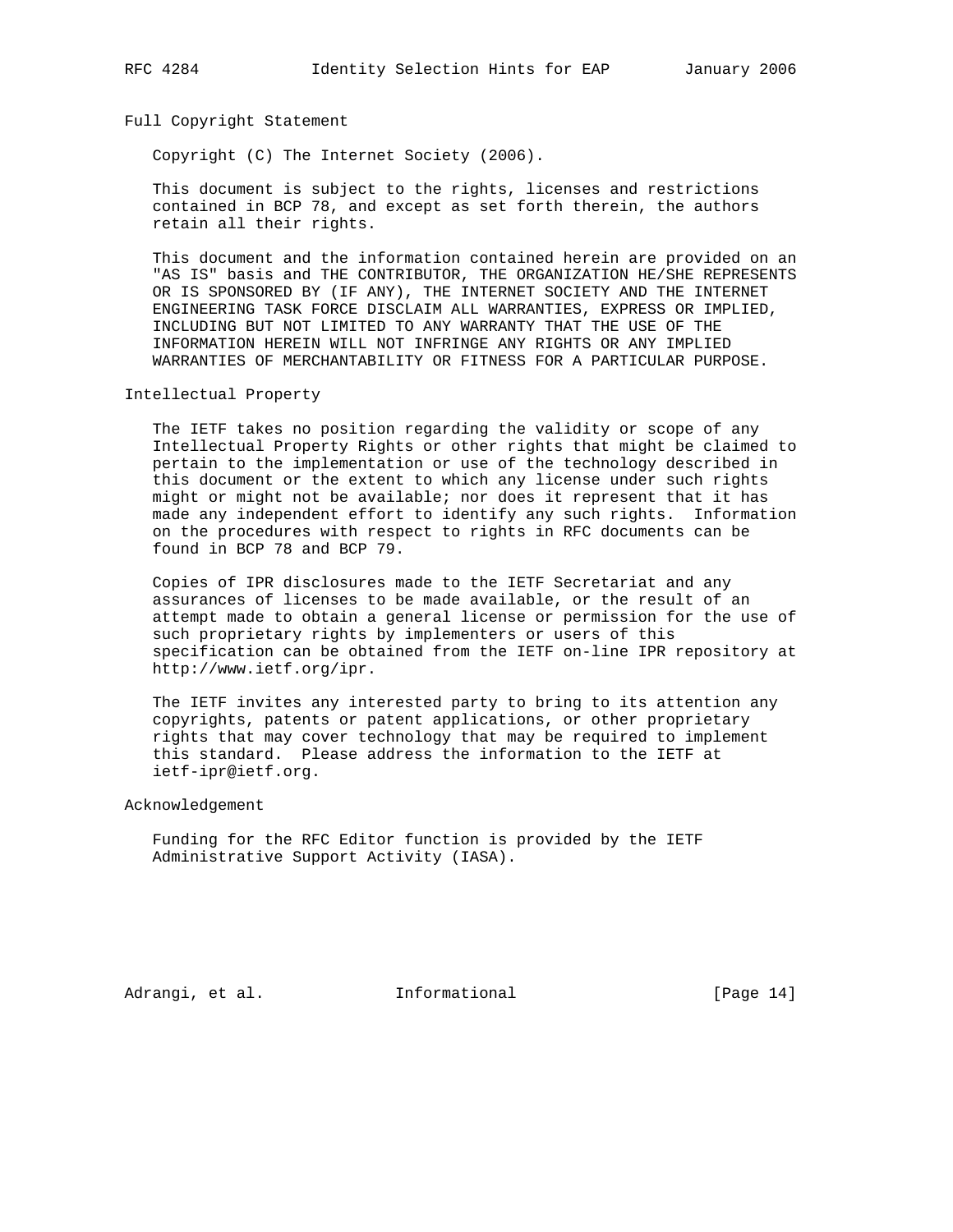## Full Copyright Statement

Copyright (C) The Internet Society (2006).

This document is subject to the rights, licenses and restrictions contained in BCP 78, and except as set forth therein, the authors retain all their rights.

This document and the information contained herein are provided on an "AS IS" basis and THE CONTRIBUTOR, THE ORGANIZATION HE/SHE REPRESENTS OR IS SPONSORED BY (IF ANY), THE INTERNET SOCIETY AND THE INTERNET ENGINEERING TASK FORCE DISCLAIM ALL WARRANTIES, EXPRESS OR IMPLIED, INCLUDING BUT NOT LIMITED TO ANY WARRANTY THAT THE USE OF THE INFORMATION HEREIN WILL NOT INFRINGE ANY RIGHTS OR ANY IMPLIED WARRANTIES OF MERCHANTABILITY OR FITNESS FOR A PARTICULAR PURPOSE.

## Intellectual Property

The IETF takes no position regarding the validity or scope of any Intellectual Property Rights or other rights that might be claimed to pertain to the implementation or use of the technology described in this document or the extent to which any license under such rights might or might not be available; nor does it represent that it has made any independent effort to identify any such rights. Information on the procedures with respect to rights in RFC documents can be found in BCP 78 and BCP 79.

Copies of IPR disclosures made to the IETF Secretariat and any assurances of licenses to be made available, or the result of an attempt made to obtain a general license or permission for the use of such proprietary rights by implementers or users of this specification can be obtained from the IETF on-line IPR repository at http://www.ietf.org/ipr.

The IETF invites any interested party to bring to its attention any copyrights, patents or patent applications, or other proprietary rights that may cover technology that may be required to implement this standard. Please address the information to the IETF at ietf-ipr@ietf.org.

## Acknowledgement

Funding for the RFC Editor function is provided by the IETF Administrative Support Activity (IASA).